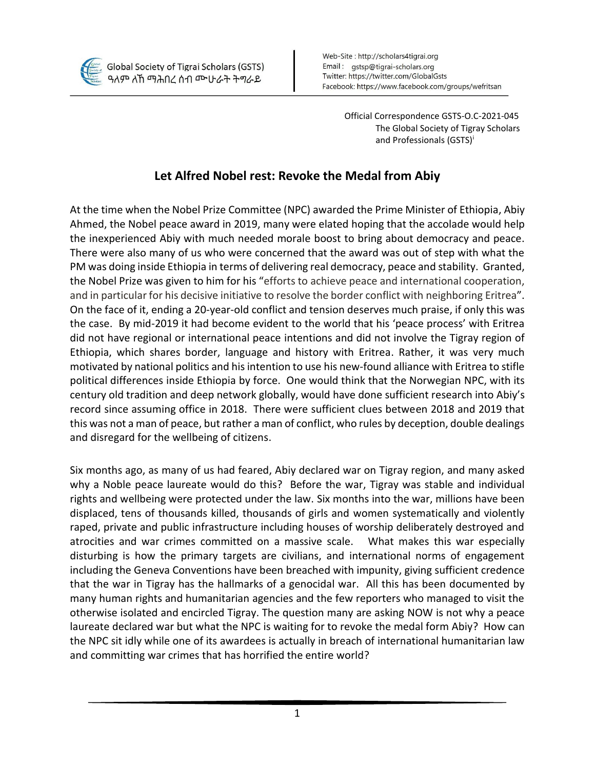Global Society of Tigrai Scholars (GSTS)
ዓለም ለኸ ማሕበረ ሰብ ምሁራት ትግራይ

Web-Site : http://scholars4tigrai.org
Email : gstsp@tigrai-scholars.org
Twitter: https://twitter.com/GlobalGsts
Facebook: https://www.facebook.com/groups/wefritsan

Official Correspondence GSTS-O.C-2021-045
The Global Society of Tigray Scholars and Professionals (GSTS)[i]

# Let Alfred Nobel rest: Revoke the Medal from Abiy

At the time when the Nobel Prize Committee (NPC) awarded the Prime Minister of Ethiopia, Abiy Ahmed, the Nobel peace award in 2019, many were elated hoping that the accolade would help the inexperienced Abiy with much needed morale boost to bring about democracy and peace. There were also many of us who were concerned that the award was out of step with what the PM was doing inside Ethiopia in terms of delivering real democracy, peace and stability. Granted, the Nobel Prize was given to him for his "efforts to achieve peace and international cooperation, and in particular for his decisive initiative to resolve the border conflict with neighboring Eritrea". On the face of it, ending a 20-year-old conflict and tension deserves much praise, if only this was the case. By mid-2019 it had become evident to the world that his 'peace process' with Eritrea did not have regional or international peace intentions and did not involve the Tigray region of Ethiopia, which shares border, language and history with Eritrea. Rather, it was very much motivated by national politics and his intention to use his new-found alliance with Eritrea to stifle political differences inside Ethiopia by force. One would think that the Norwegian NPC, with its century old tradition and deep network globally, would have done sufficient research into Abiy's record since assuming office in 2018. There were sufficient clues between 2018 and 2019 that this was not a man of peace, but rather a man of conflict, who rules by deception, double dealings and disregard for the wellbeing of citizens.

Six months ago, as many of us had feared, Abiy declared war on Tigray region, and many asked why a Noble peace laureate would do this? Before the war, Tigray was stable and individual rights and wellbeing were protected under the law. Six months into the war, millions have been displaced, tens of thousands killed, thousands of girls and women systematically and violently raped, private and public infrastructure including houses of worship deliberately destroyed and atrocities and war crimes committed on a massive scale. What makes this war especially disturbing is how the primary targets are civilians, and international norms of engagement including the Geneva Conventions have been breached with impunity, giving sufficient credence that the war in Tigray has the hallmarks of a genocidal war. All this has been documented by many human rights and humanitarian agencies and the few reporters who managed to visit the otherwise isolated and encircled Tigray. The question many are asking NOW is not why a peace laureate declared war but what the NPC is waiting for to revoke the medal form Abiy? How can the NPC sit idly while one of its awardees is actually in breach of international humanitarian law and committing war crimes that has horrified the entire world?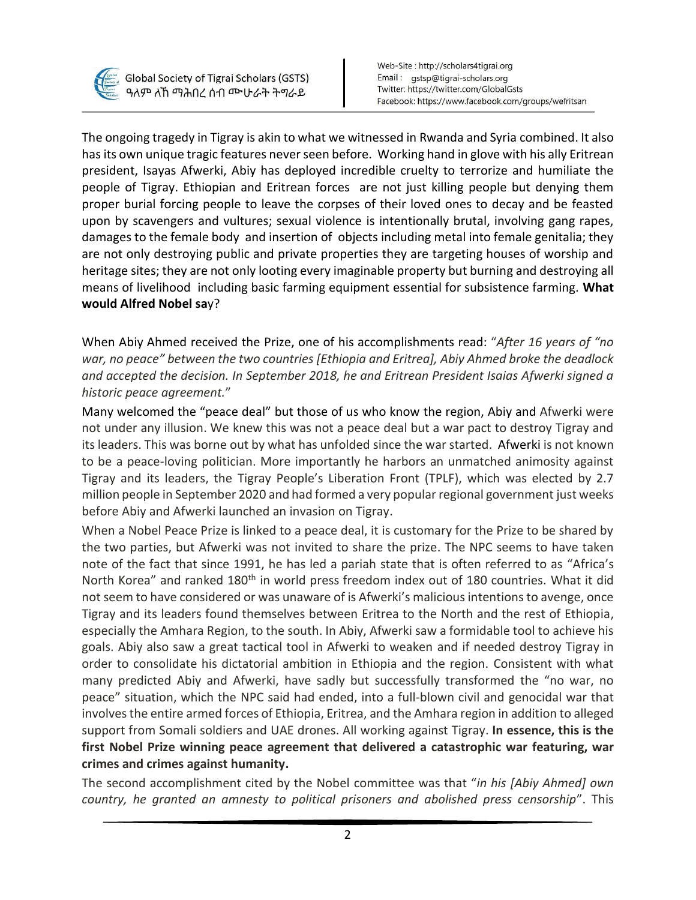The ongoing tragedy in Tigray is akin to what we witnessed in Rwanda and Syria combined. It also has its own unique tragic features never seen before. Working hand in glove with his ally Eritrean president, Isayas Afwerki, Abiy has deployed incredible cruelty to terrorize and humiliate the people of Tigray. Ethiopian and Eritrean forces are not just killing people but denying them proper burial forcing people to leave the corpses of their loved ones to decay and be feasted upon by scavengers and vultures; sexual violence is intentionally brutal, involving gang rapes, damages to the female body and insertion of objects including metal into female genitalia; they are not only destroying public and private properties they are targeting houses of worship and heritage sites; they are not only looting every imaginable property but burning and destroying all means of livelihood including basic farming equipment essential for subsistence farming. **What would Alfred Nobel say**?

When Abiy Ahmed received the Prize, one of his accomplishments read: "*After 16 years of "no war, no peace" between the two countries [Ethiopia and Eritrea], Abiy Ahmed broke the deadlock and accepted the decision. In September 2018, he and Eritrean President Isaias Afwerki signed a historic peace agreement.*"

Many welcomed the "peace deal" but those of us who know the region, Abiy and Afwerki were not under any illusion. We knew this was not a peace deal but a war pact to destroy Tigray and its leaders. This was borne out by what has unfolded since the war started. Afwerki is not known to be a peace-loving politician. More importantly he harbors an unmatched animosity against Tigray and its leaders, the Tigray People's Liberation Front (TPLF), which was elected by 2.7 million people in September 2020 and had formed a very popular regional government just weeks before Abiy and Afwerki launched an invasion on Tigray.

When a Nobel Peace Prize is linked to a peace deal, it is customary for the Prize to be shared by the two parties, but Afwerki was not invited to share the prize. The NPC seems to have taken note of the fact that since 1991, he has led a pariah state that is often referred to as "Africa's North Korea" and ranked 180th in world press freedom index out of 180 countries. What it did not seem to have considered or was unaware of is Afwerki's malicious intentions to avenge, once Tigray and its leaders found themselves between Eritrea to the North and the rest of Ethiopia, especially the Amhara Region, to the south. In Abiy, Afwerki saw a formidable tool to achieve his goals. Abiy also saw a great tactical tool in Afwerki to weaken and if needed destroy Tigray in order to consolidate his dictatorial ambition in Ethiopia and the region. Consistent with what many predicted Abiy and Afwerki, have sadly but successfully transformed the "no war, no peace" situation, which the NPC said had ended, into a full-blown civil and genocidal war that involves the entire armed forces of Ethiopia, Eritrea, and the Amhara region in addition to alleged support from Somali soldiers and UAE drones. All working against Tigray. **In essence, this is the first Nobel Prize winning peace agreement that delivered a catastrophic war featuring, war crimes and crimes against humanity.**

The second accomplishment cited by the Nobel committee was that "*in his [Abiy Ahmed] own country, he granted an amnesty to political prisoners and abolished press censorship*". This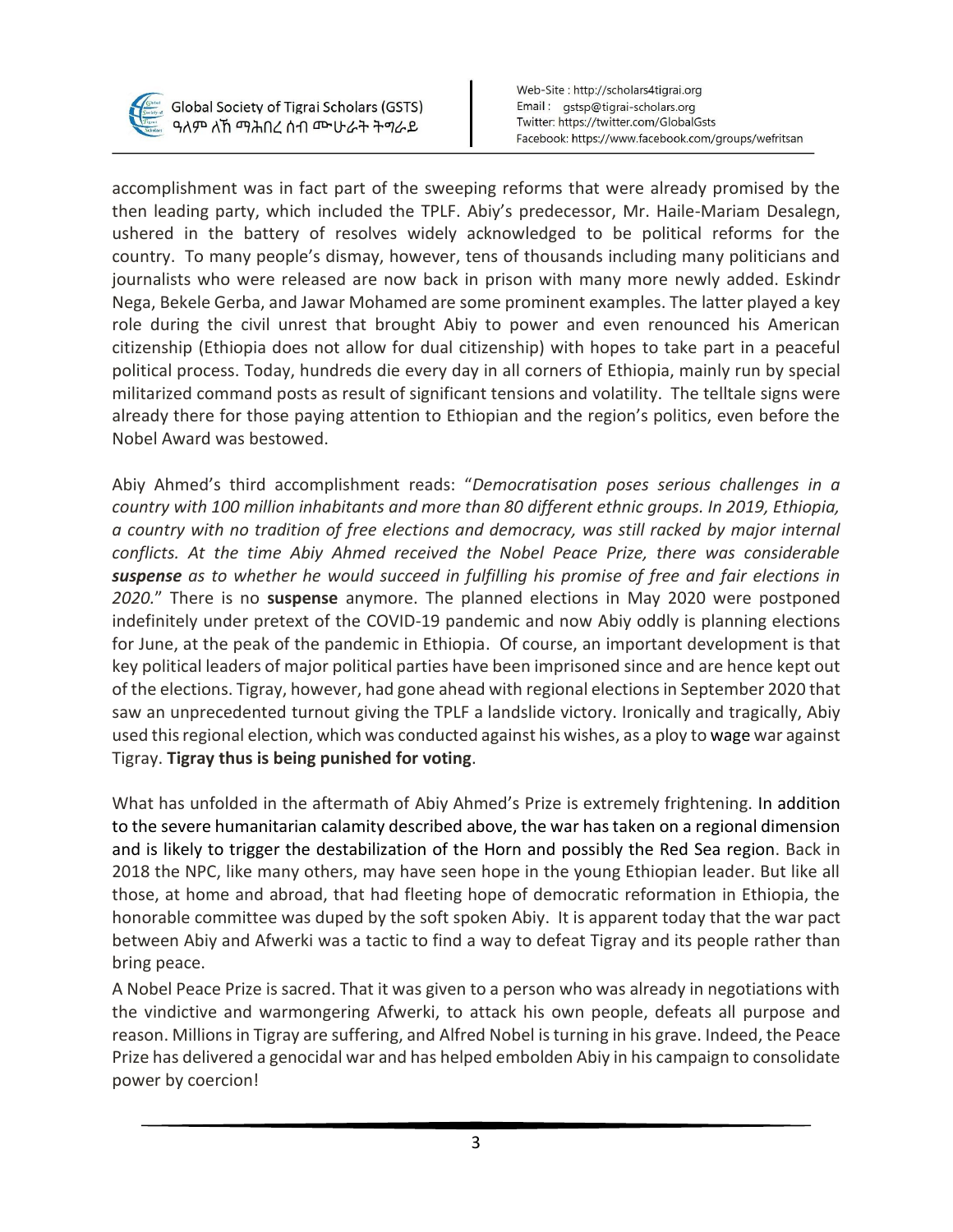accomplishment was in fact part of the sweeping reforms that were already promised by the then leading party, which included the TPLF. Abiy's predecessor, Mr. Haile-Mariam Desalegn, ushered in the battery of resolves widely acknowledged to be political reforms for the country. To many people's dismay, however, tens of thousands including many politicians and journalists who were released are now back in prison with many more newly added. Eskindr Nega, Bekele Gerba, and Jawar Mohamed are some prominent examples. The latter played a key role during the civil unrest that brought Abiy to power and even renounced his American citizenship (Ethiopia does not allow for dual citizenship) with hopes to take part in a peaceful political process. Today, hundreds die every day in all corners of Ethiopia, mainly run by special militarized command posts as result of significant tensions and volatility. The telltale signs were already there for those paying attention to Ethiopian and the region's politics, even before the Nobel Award was bestowed.

Abiy Ahmed's third accomplishment reads: "*Democratisation poses serious challenges in a country with 100 million inhabitants and more than 80 different ethnic groups. In 2019, Ethiopia, a country with no tradition of free elections and democracy, was still racked by major internal conflicts. At the time Abiy Ahmed received the Nobel Peace Prize, there was considerable **suspense** as to whether he would succeed in fulfilling his promise of free and fair elections in 2020.*" There is no **suspense** anymore. The planned elections in May 2020 were postponed indefinitely under pretext of the COVID-19 pandemic and now Abiy oddly is planning elections for June, at the peak of the pandemic in Ethiopia. Of course, an important development is that key political leaders of major political parties have been imprisoned since and are hence kept out of the elections. Tigray, however, had gone ahead with regional elections in September 2020 that saw an unprecedented turnout giving the TPLF a landslide victory. Ironically and tragically, Abiy used this regional election, which was conducted against his wishes, as a ploy to wage war against Tigray. **Tigray thus is being punished for voting**.

What has unfolded in the aftermath of Abiy Ahmed's Prize is extremely frightening. In addition to the severe humanitarian calamity described above, the war has taken on a regional dimension and is likely to trigger the destabilization of the Horn and possibly the Red Sea region. Back in 2018 the NPC, like many others, may have seen hope in the young Ethiopian leader. But like all those, at home and abroad, that had fleeting hope of democratic reformation in Ethiopia, the honorable committee was duped by the soft spoken Abiy. It is apparent today that the war pact between Abiy and Afwerki was a tactic to find a way to defeat Tigray and its people rather than bring peace.

A Nobel Peace Prize is sacred. That it was given to a person who was already in negotiations with the vindictive and warmongering Afwerki, to attack his own people, defeats all purpose and reason. Millions in Tigray are suffering, and Alfred Nobel is turning in his grave. Indeed, the Peace Prize has delivered a genocidal war and has helped embolden Abiy in his campaign to consolidate power by coercion!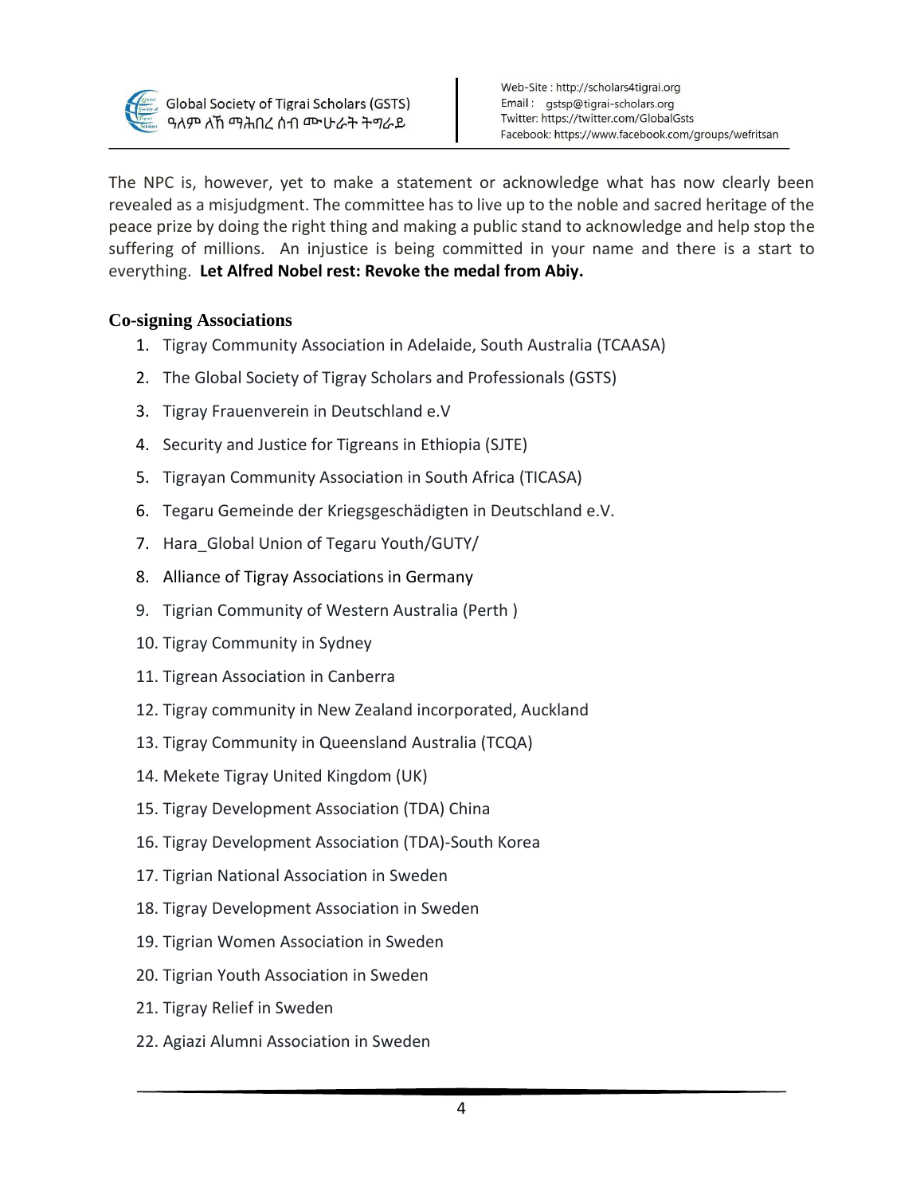The NPC is, however, yet to make a statement or acknowledge what has now clearly been revealed as a misjudgment. The committee has to live up to the noble and sacred heritage of the peace prize by doing the right thing and making a public stand to acknowledge and help stop the suffering of millions. An injustice is being committed in your name and there is a start to everything. **Let Alfred Nobel rest: Revoke the medal from Abiy.**

## Co-signing Associations

1. Tigray Community Association in Adelaide, South Australia (TCAASA)
2. The Global Society of Tigray Scholars and Professionals (GSTS)
3. Tigray Frauenverein in Deutschland e.V
4. Security and Justice for Tigreans in Ethiopia (SJTE)
5. Tigrayan Community Association in South Africa (TICASA)
6. Tegaru Gemeinde der Kriegsgeschädigten in Deutschland e.V.
7. Hara_Global Union of Tegaru Youth/GUTY/
8. Alliance of Tigray Associations in Germany
9. Tigrian Community of Western Australia (Perth )
10. Tigray Community in Sydney
11. Tigrean Association in Canberra
12. Tigray community in New Zealand incorporated, Auckland
13. Tigray Community in Queensland Australia (TCQA)
14. Mekete Tigray United Kingdom (UK)
15. Tigray Development Association (TDA) China
16. Tigray Development Association (TDA)-South Korea
17. Tigrian National Association in Sweden
18. Tigray Development Association in Sweden
19. Tigrian Women Association in Sweden
20. Tigrian Youth Association in Sweden
21. Tigray Relief in Sweden
22. Agiazi Alumni Association in Sweden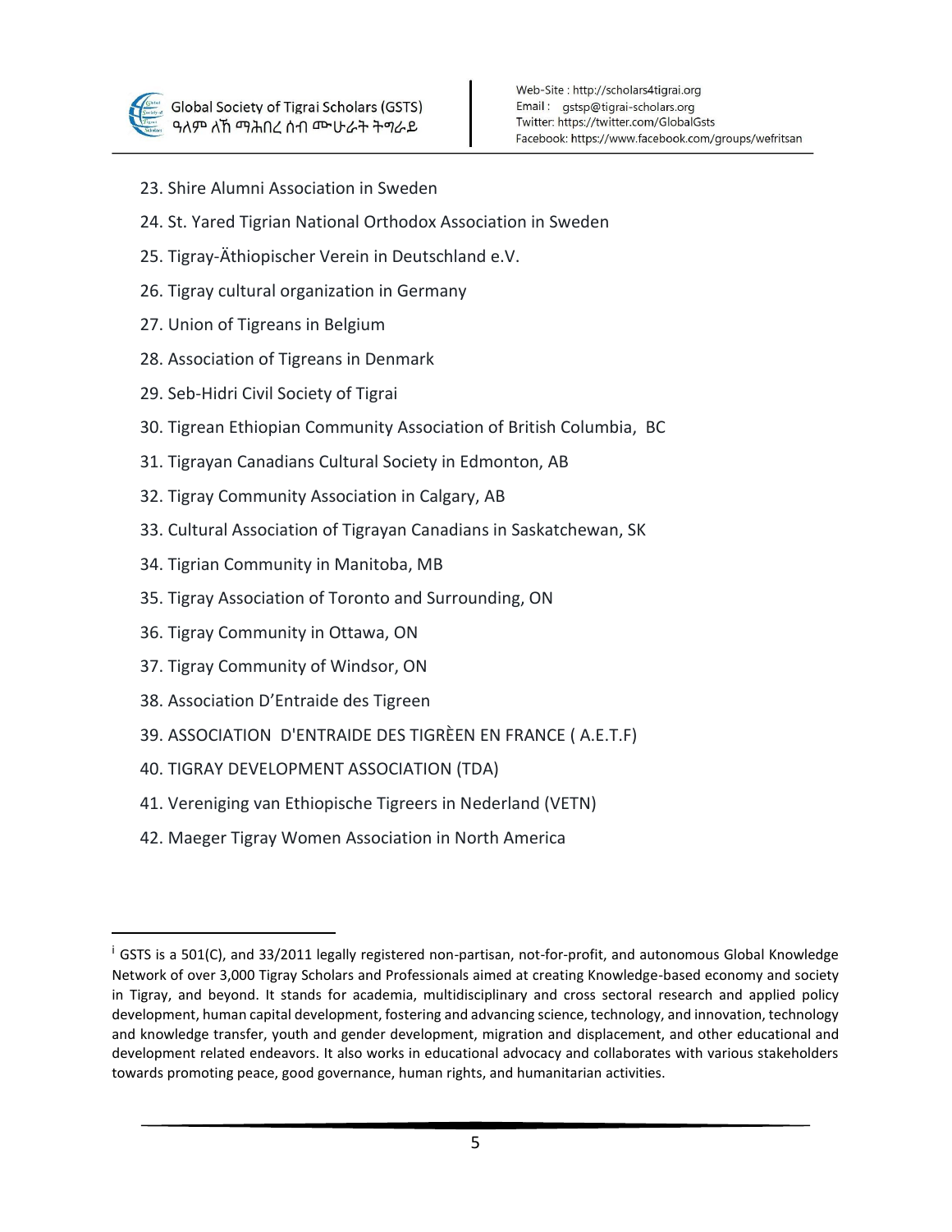23. Shire Alumni Association in Sweden
24. St. Yared Tigrian National Orthodox Association in Sweden
25. Tigray-Äthiopischer Verein in Deutschland e.V.
26. Tigray cultural organization in Germany
27. Union of Tigreans in Belgium
28. Association of Tigreans in Denmark
29. Seb-Hidri Civil Society of Tigrai
30. Tigrean Ethiopian Community Association of British Columbia, BC
31. Tigrayan Canadians Cultural Society in Edmonton, AB
32. Tigray Community Association in Calgary, AB
33. Cultural Association of Tigrayan Canadians in Saskatchewan, SK
34. Tigrian Community in Manitoba, MB
35. Tigray Association of Toronto and Surrounding, ON
36. Tigray Community in Ottawa, ON
37. Tigray Community of Windsor, ON
38. Association D'Entraide des Tigreen
39. ASSOCIATION D'ENTRAIDE DES TIGRÈEN EN FRANCE ( A.E.T.F)
40. TIGRAY DEVELOPMENT ASSOCIATION (TDA)
41. Vereniging van Ethiopische Tigreers in Nederland (VETN)
42. Maeger Tigray Women Association in North America

---

[i] GSTS is a 501(C), and 33/2011 legally registered non-partisan, not-for-profit, and autonomous Global Knowledge Network of over 3,000 Tigray Scholars and Professionals aimed at creating Knowledge-based economy and society in Tigray, and beyond. It stands for academia, multidisciplinary and cross sectoral research and applied policy development, human capital development, fostering and advancing science, technology, and innovation, technology and knowledge transfer, youth and gender development, migration and displacement, and other educational and development related endeavors. It also works in educational advocacy and collaborates with various stakeholders towards promoting peace, good governance, human rights, and humanitarian activities.